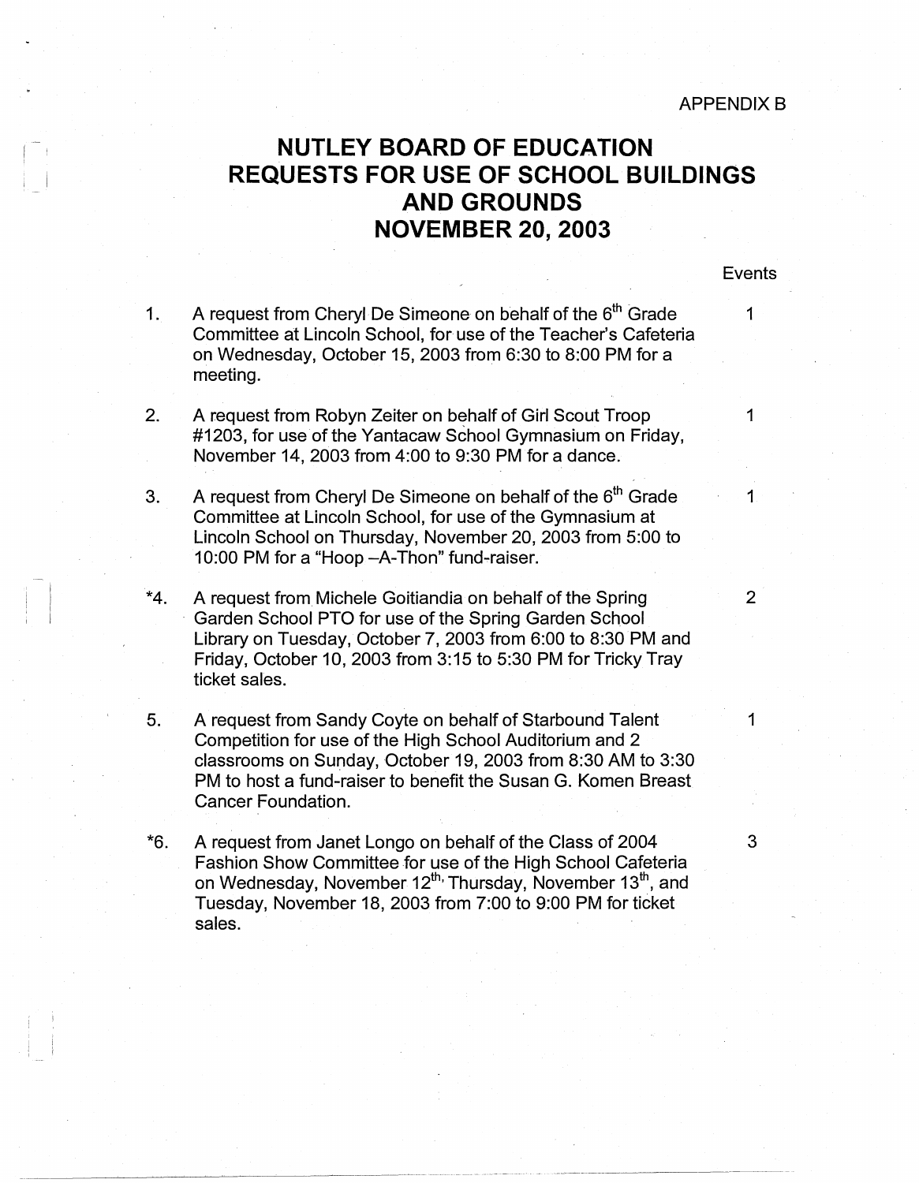APPENDIX B

# NUTLEY BOARD OF EDUCATION
# REQUESTS FOR USE OF SCHOOL BUILDINGS AND GROUNDS
# NOVEMBER 20, 2003

| # | Request | Events |
|---|---|---|
| 1. | A request from Cheryl De Simeone on behalf of the 6th Grade Committee at Lincoln School, for use of the Teacher's Cafeteria on Wednesday, October 15, 2003 from 6:30 to 8:00 PM for a meeting. | 1 |
| 2. | A request from Robyn Zeiter on behalf of Girl Scout Troop #1203, for use of the Yantacaw School Gymnasium on Friday, November 14, 2003 from 4:00 to 9:30 PM for a dance. | 1 |
| 3. | A request from Cheryl De Simeone on behalf of the 6th Grade Committee at Lincoln School, for use of the Gymnasium at Lincoln School on Thursday, November 20, 2003 from 5:00 to 10:00 PM for a "Hoop –A-Thon" fund-raiser. | 1 |
| *4. | A request from Michele Goitiandia on behalf of the Spring Garden School PTO for use of the Spring Garden School Library on Tuesday, October 7, 2003 from 6:00 to 8:30 PM and Friday, October 10, 2003 from 3:15 to 5:30 PM for Tricky Tray ticket sales. | 2 |
| 5. | A request from Sandy Coyte on behalf of Starbound Talent Competition for use of the High School Auditorium and 2 classrooms on Sunday, October 19, 2003 from 8:30 AM to 3:30 PM to host a fund-raiser to benefit the Susan G. Komen Breast Cancer Foundation. | 1 |
| *6. | A request from Janet Longo on behalf of the Class of 2004 Fashion Show Committee for use of the High School Cafeteria on Wednesday, November 12th, Thursday, November 13th, and Tuesday, November 18, 2003 from 7:00 to 9:00 PM for ticket sales. | 3 |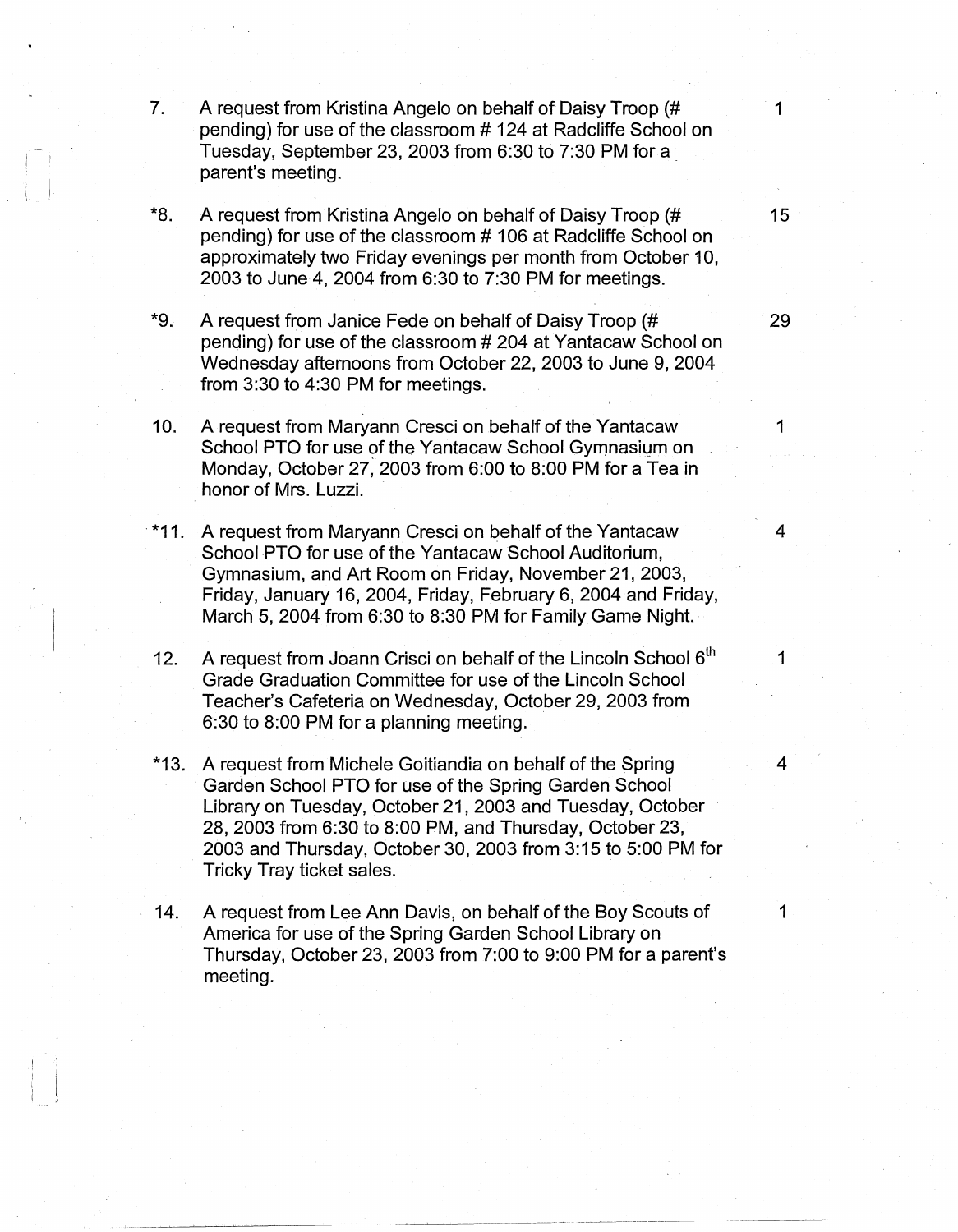| | | |
|---|---|---|
| 7. | A request from Kristina Angelo on behalf of Daisy Troop (# pending) for use of the classroom # 124 at Radcliffe School on Tuesday, September 23, 2003 from 6:30 to 7:30 PM for a parent's meeting. | 1 |
| *8. | A request from Kristina Angelo on behalf of Daisy Troop (# pending) for use of the classroom # 106 at Radcliffe School on approximately two Friday evenings per month from October 10, 2003 to June 4, 2004 from 6:30 to 7:30 PM for meetings. | 15 |
| *9. | A request from Janice Fede on behalf of Daisy Troop (# pending) for use of the classroom # 204 at Yantacaw School on Wednesday afternoons from October 22, 2003 to June 9, 2004 from 3:30 to 4:30 PM for meetings. | 29 |
| 10. | A request from Maryann Cresci on behalf of the Yantacaw School PTO for use of the Yantacaw School Gymnasium on Monday, October 27, 2003 from 6:00 to 8:00 PM for a Tea in honor of Mrs. Luzzi. | 1 |
| *11. | A request from Maryann Cresci on behalf of the Yantacaw School PTO for use of the Yantacaw School Auditorium, Gymnasium, and Art Room on Friday, November 21, 2003, Friday, January 16, 2004, Friday, February 6, 2004 and Friday, March 5, 2004 from 6:30 to 8:30 PM for Family Game Night. | 4 |
| 12. | A request from Joann Crisci on behalf of the Lincoln School 6th Grade Graduation Committee for use of the Lincoln School Teacher's Cafeteria on Wednesday, October 29, 2003 from 6:30 to 8:00 PM for a planning meeting. | 1 |
| *13. | A request from Michele Goitiandia on behalf of the Spring Garden School PTO for use of the Spring Garden School Library on Tuesday, October 21, 2003 and Tuesday, October 28, 2003 from 6:30 to 8:00 PM, and Thursday, October 23, 2003 and Thursday, October 30, 2003 from 3:15 to 5:00 PM for Tricky Tray ticket sales. | 4 |
| 14. | A request from Lee Ann Davis, on behalf of the Boy Scouts of America for use of the Spring Garden School Library on Thursday, October 23, 2003 from 7:00 to 9:00 PM for a parent's meeting. | 1 |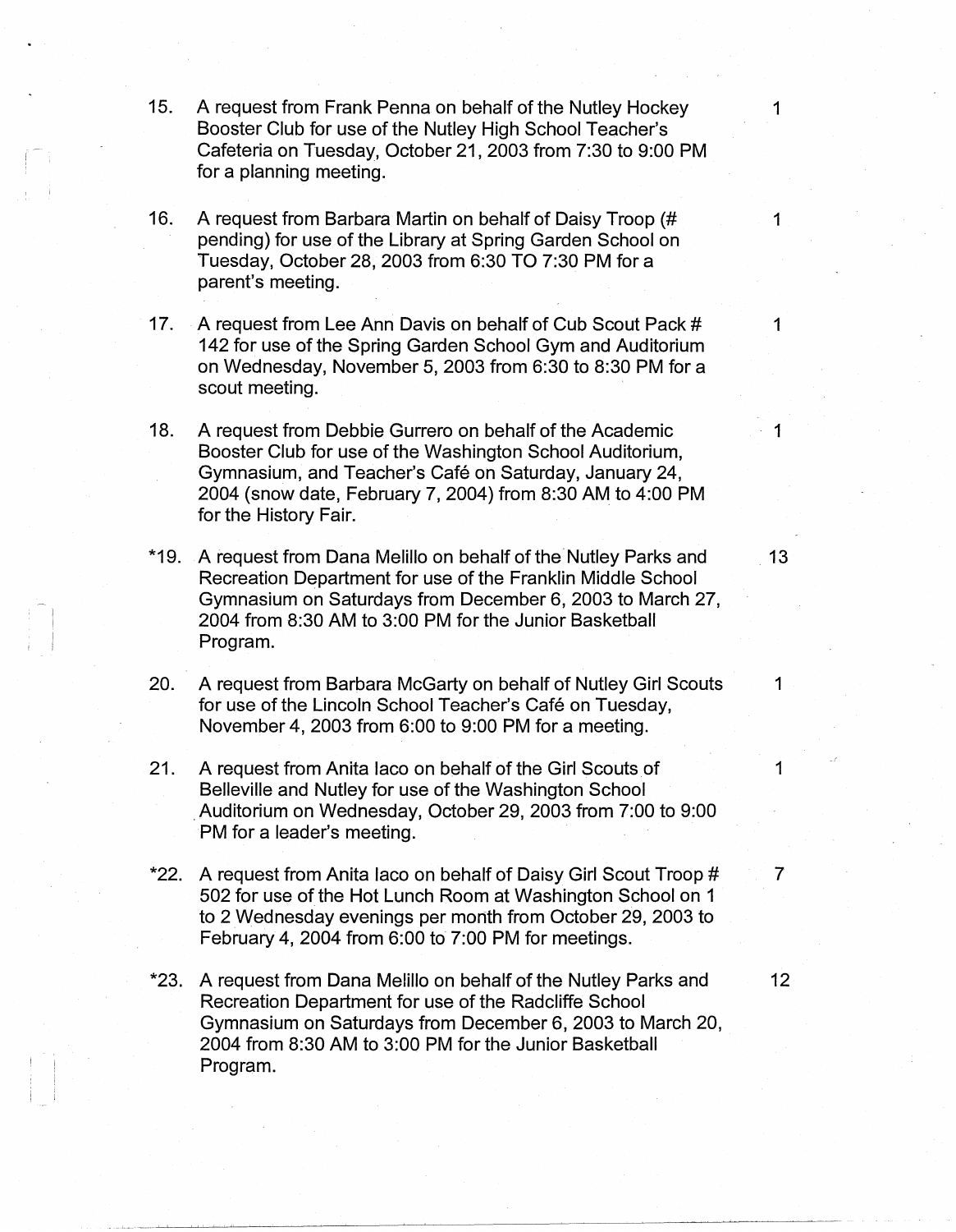| | | |
|---|---|---|
| 15. | A request from Frank Penna on behalf of the Nutley Hockey Booster Club for use of the Nutley High School Teacher's Cafeteria on Tuesday, October 21, 2003 from 7:30 to 9:00 PM for a planning meeting. | 1 |
| 16. | A request from Barbara Martin on behalf of Daisy Troop (# pending) for use of the Library at Spring Garden School on Tuesday, October 28, 2003 from 6:30 TO 7:30 PM for a parent's meeting. | 1 |
| 17. | A request from Lee Ann Davis on behalf of Cub Scout Pack # 142 for use of the Spring Garden School Gym and Auditorium on Wednesday, November 5, 2003 from 6:30 to 8:30 PM for a scout meeting. | 1 |
| 18. | A request from Debbie Gurrero on behalf of the Academic Booster Club for use of the Washington School Auditorium, Gymnasium, and Teacher's Café on Saturday, January 24, 2004 (snow date, February 7, 2004) from 8:30 AM to 4:00 PM for the History Fair. | 1 |
| *19. | A request from Dana Melillo on behalf of the Nutley Parks and Recreation Department for use of the Franklin Middle School Gymnasium on Saturdays from December 6, 2003 to March 27, 2004 from 8:30 AM to 3:00 PM for the Junior Basketball Program. | 13 |
| 20. | A request from Barbara McGarty on behalf of Nutley Girl Scouts for use of the Lincoln School Teacher's Café on Tuesday, November 4, 2003 from 6:00 to 9:00 PM for a meeting. | 1 |
| 21. | A request from Anita Iaco on behalf of the Girl Scouts of Belleville and Nutley for use of the Washington School Auditorium on Wednesday, October 29, 2003 from 7:00 to 9:00 PM for a leader's meeting. | 1 |
| *22. | A request from Anita Iaco on behalf of Daisy Girl Scout Troop # 502 for use of the Hot Lunch Room at Washington School on 1 to 2 Wednesday evenings per month from October 29, 2003 to February 4, 2004 from 6:00 to 7:00 PM for meetings. | 7 |
| *23. | A request from Dana Melillo on behalf of the Nutley Parks and Recreation Department for use of the Radcliffe School Gymnasium on Saturdays from December 6, 2003 to March 20, 2004 from 8:30 AM to 3:00 PM for the Junior Basketball Program. | 12 |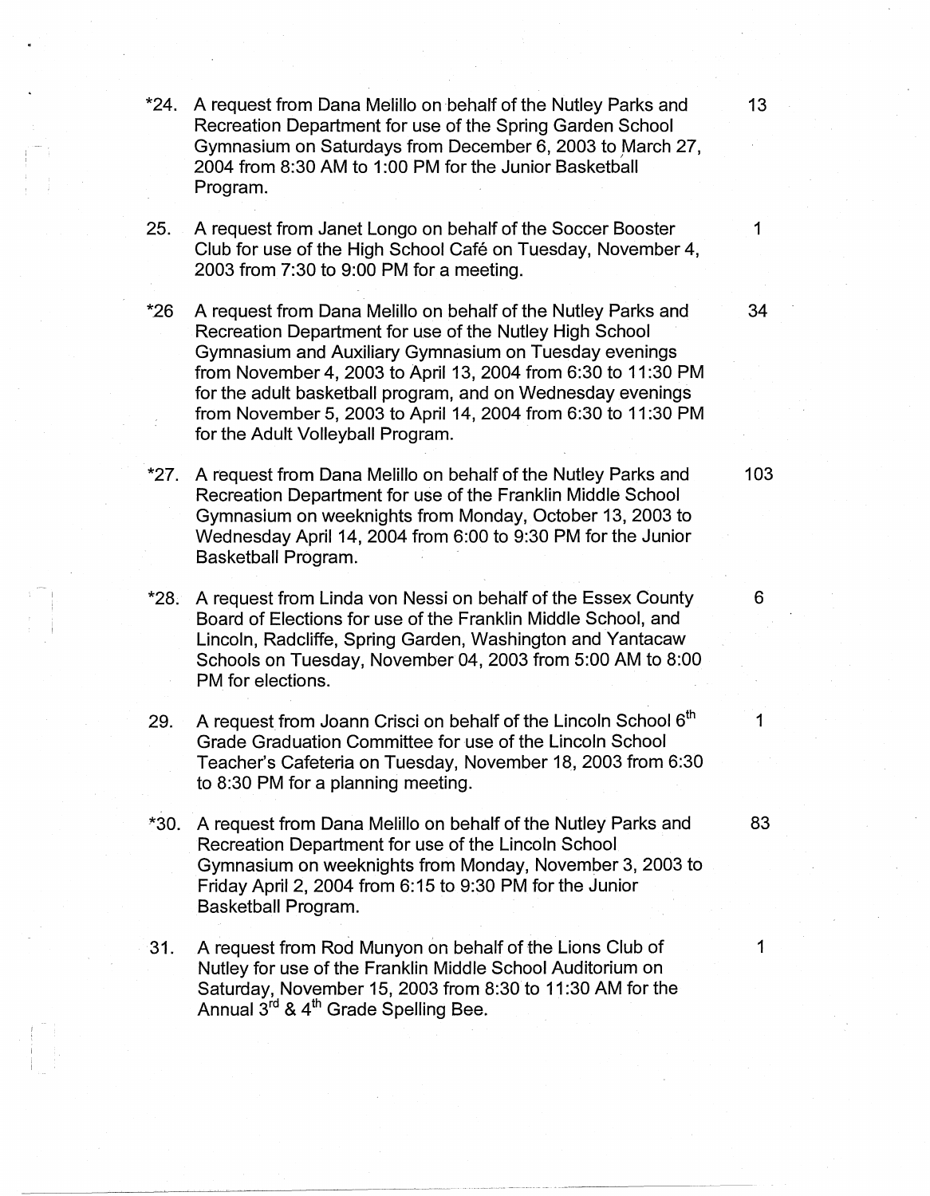| | | |
|---|---|---|
| *24. | A request from Dana Melillo on behalf of the Nutley Parks and Recreation Department for use of the Spring Garden School Gymnasium on Saturdays from December 6, 2003 to March 27, 2004 from 8:30 AM to 1:00 PM for the Junior Basketball Program. | 13 |
| 25. | A request from Janet Longo on behalf of the Soccer Booster Club for use of the High School Café on Tuesday, November 4, 2003 from 7:30 to 9:00 PM for a meeting. | 1 |
| *26 | A request from Dana Melillo on behalf of the Nutley Parks and Recreation Department for use of the Nutley High School Gymnasium and Auxiliary Gymnasium on Tuesday evenings from November 4, 2003 to April 13, 2004 from 6:30 to 11:30 PM for the adult basketball program, and on Wednesday evenings from November 5, 2003 to April 14, 2004 from 6:30 to 11:30 PM for the Adult Volleyball Program. | 34 |
| *27. | A request from Dana Melillo on behalf of the Nutley Parks and Recreation Department for use of the Franklin Middle School Gymnasium on weeknights from Monday, October 13, 2003 to Wednesday April 14, 2004 from 6:00 to 9:30 PM for the Junior Basketball Program. | 103 |
| *28. | A request from Linda von Nessi on behalf of the Essex County Board of Elections for use of the Franklin Middle School, and Lincoln, Radcliffe, Spring Garden, Washington and Yantacaw Schools on Tuesday, November 04, 2003 from 5:00 AM to 8:00 PM for elections. | 6 |
| 29. | A request from Joann Crisci on behalf of the Lincoln School 6th Grade Graduation Committee for use of the Lincoln School Teacher's Cafeteria on Tuesday, November 18, 2003 from 6:30 to 8:30 PM for a planning meeting. | 1 |
| *30. | A request from Dana Melillo on behalf of the Nutley Parks and Recreation Department for use of the Lincoln School Gymnasium on weeknights from Monday, November 3, 2003 to Friday April 2, 2004 from 6:15 to 9:30 PM for the Junior Basketball Program. | 83 |
| 31. | A request from Rod Munyon on behalf of the Lions Club of Nutley for use of the Franklin Middle School Auditorium on Saturday, November 15, 2003 from 8:30 to 11:30 AM for the Annual 3rd & 4th Grade Spelling Bee. | 1 |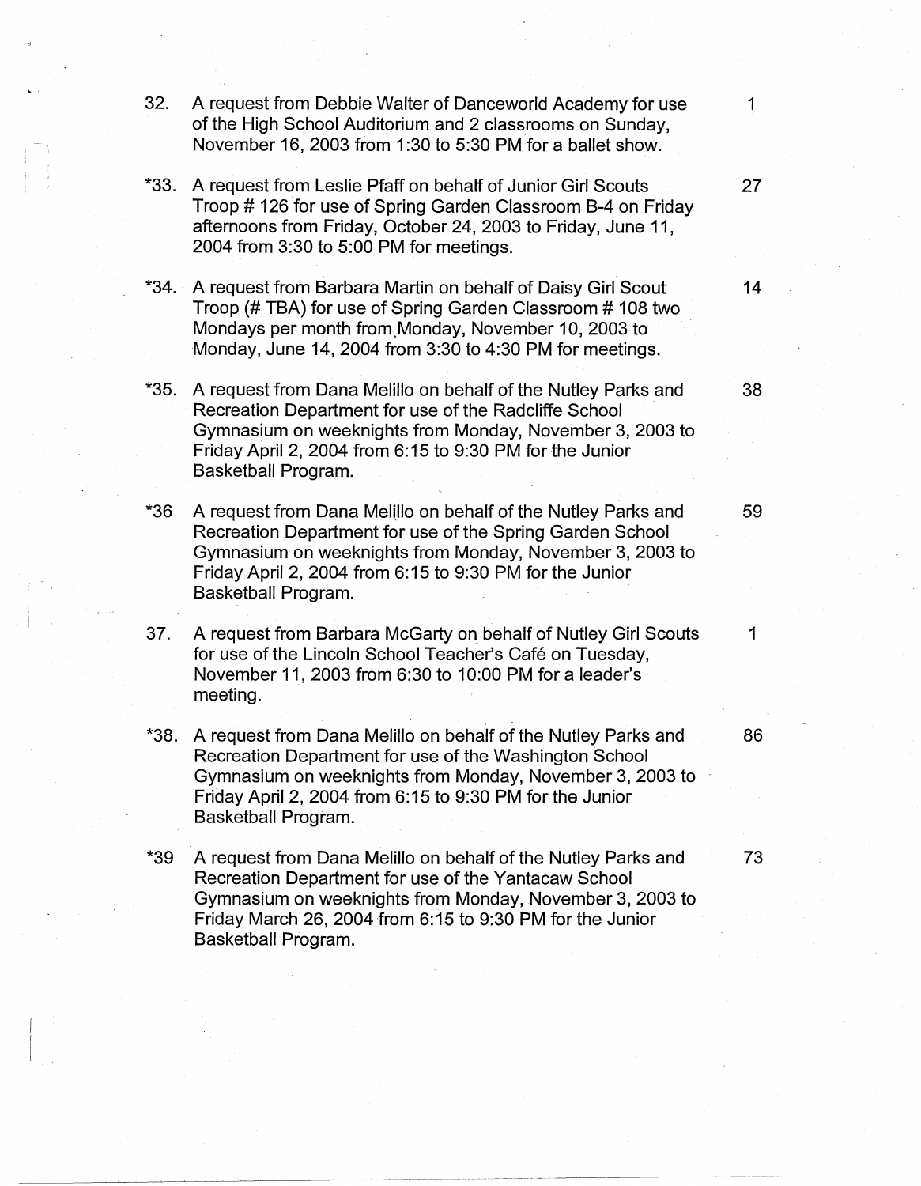| | | |
|---|---|---|
| 32. | A request from Debbie Walter of Danceworld Academy for use of the High School Auditorium and 2 classrooms on Sunday, November 16, 2003 from 1:30 to 5:30 PM for a ballet show. | 1 |
| *33. | A request from Leslie Pfaff on behalf of Junior Girl Scouts Troop # 126 for use of Spring Garden Classroom B-4 on Friday afternoons from Friday, October 24, 2003 to Friday, June 11, 2004 from 3:30 to 5:00 PM for meetings. | 27 |
| *34. | A request from Barbara Martin on behalf of Daisy Girl Scout Troop (# TBA) for use of Spring Garden Classroom # 108 two Mondays per month from Monday, November 10, 2003 to Monday, June 14, 2004 from 3:30 to 4:30 PM for meetings. | 14 |
| *35. | A request from Dana Melillo on behalf of the Nutley Parks and Recreation Department for use of the Radcliffe School Gymnasium on weeknights from Monday, November 3, 2003 to Friday April 2, 2004 from 6:15 to 9:30 PM for the Junior Basketball Program. | 38 |
| *36 | A request from Dana Melillo on behalf of the Nutley Parks and Recreation Department for use of the Spring Garden School Gymnasium on weeknights from Monday, November 3, 2003 to Friday April 2, 2004 from 6:15 to 9:30 PM for the Junior Basketball Program. | 59 |
| 37. | A request from Barbara McGarty on behalf of Nutley Girl Scouts for use of the Lincoln School Teacher's Café on Tuesday, November 11, 2003 from 6:30 to 10:00 PM for a leader's meeting. | 1 |
| *38. | A request from Dana Melillo on behalf of the Nutley Parks and Recreation Department for use of the Washington School Gymnasium on weeknights from Monday, November 3, 2003 to Friday April 2, 2004 from 6:15 to 9:30 PM for the Junior Basketball Program. | 86 |
| *39 | A request from Dana Melillo on behalf of the Nutley Parks and Recreation Department for use of the Yantacaw School Gymnasium on weeknights from Monday, November 3, 2003 to Friday March 26, 2004 from 6:15 to 9:30 PM for the Junior Basketball Program. | 73 |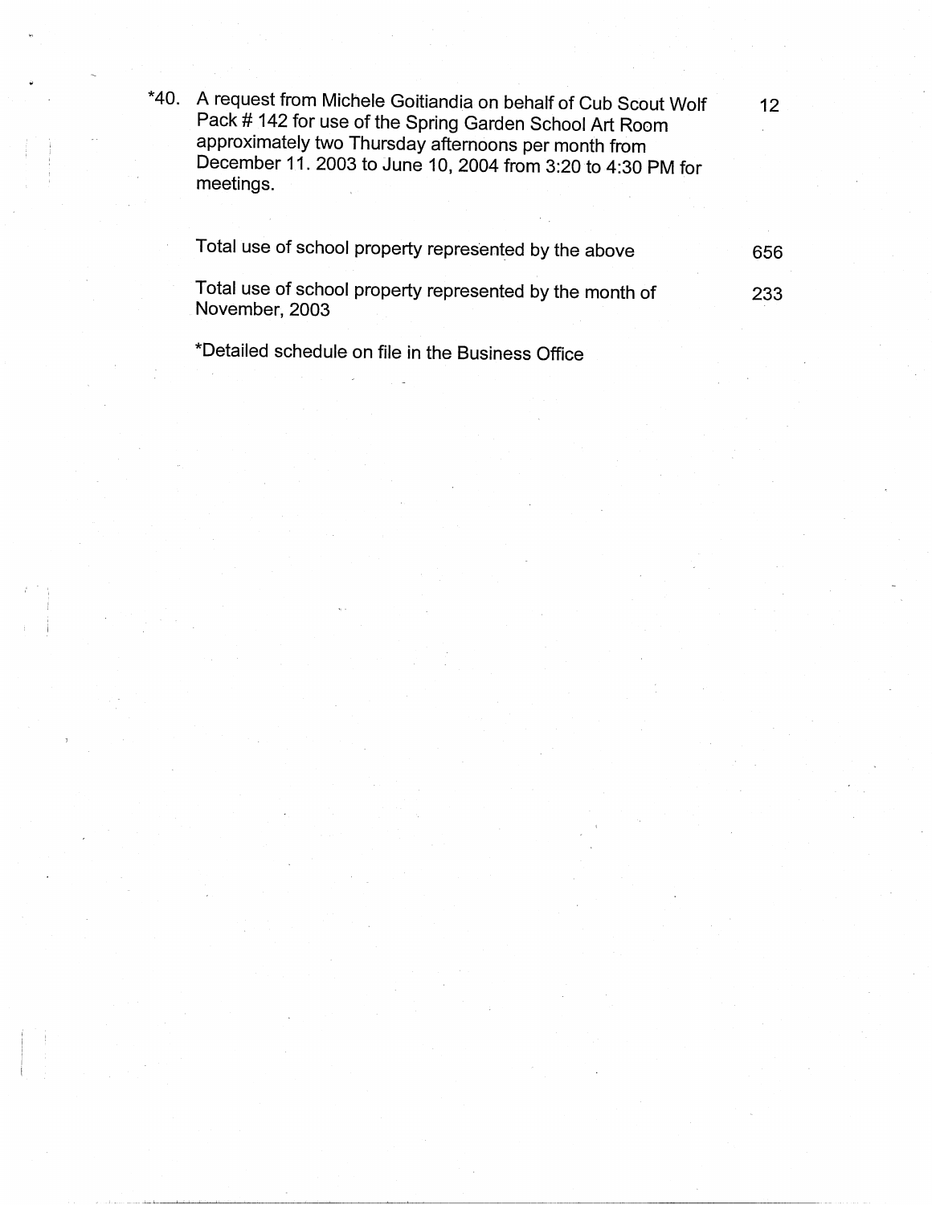*40. A request from Michele Goitiandia on behalf of Cub Scout Wolf Pack # 142 for use of the Spring Garden School Art Room approximately two Thursday afternoons per month from December 11. 2003 to June 10, 2004 from 3:20 to 4:30 PM for meetings. — 12

| | |
|---|---|
| Total use of school property represented by the above | 656 |
| Total use of school property represented by the month of November, 2003 | 233 |

*Detailed schedule on file in the Business Office